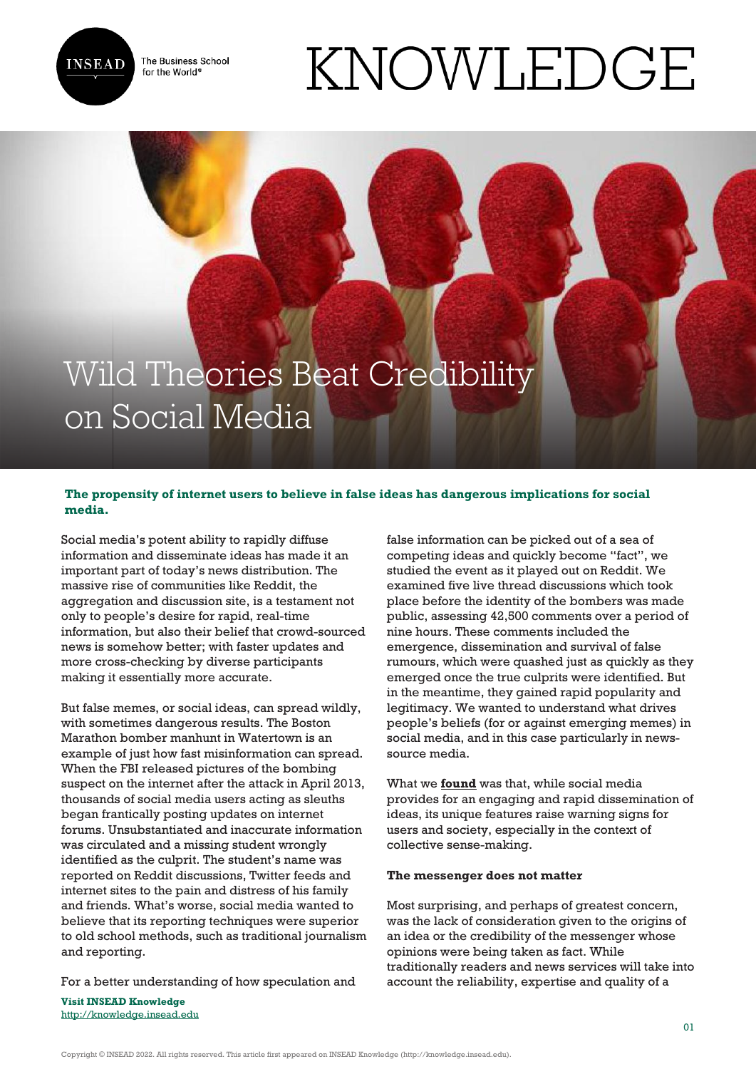# Wild Theories Beat Credibility on Social Media

**The propensity of internet users to believe in false ideas has dangerous implications for social media.**

Social media's potent ability to rapidly diffuse information and disseminate ideas has made it an important part of today's news distribution. The massive rise of communities like Reddit, the aggregation and discussion site, is a testament not only to people's desire for rapid, real-time information, but also their belief that crowd-sourced news is somehow better; with faster updates and more cross-checking by diverse participants making it essentially more accurate.

But false memes, or social ideas, can spread wildly, with sometimes dangerous results. The Boston Marathon bomber manhunt in Watertown is an example of just how fast misinformation can spread. When the FBI released pictures of the bombing suspect on the internet after the attack in April 2013, thousands of social media users acting as sleuths began frantically posting updates on internet forums. Unsubstantiated and inaccurate information was circulated and a missing student wrongly identified as the culprit. The student's name was reported on Reddit discussions, Twitter feeds and internet sites to the pain and distress of his family and friends. What's worse, social media wanted to believe that its reporting techniques were superior to old school methods, such as traditional journalism and reporting.

For a better understanding of how speculation and false information can be picked out of a sea of competing ideas and quickly become "fact", we studied the event as it played out on Reddit. We examined five live thread discussions which took place before the identity of the bombers was made public, assessing 42,500 comments over a period of nine hours. These comments included the emergence, dissemination and survival of false rumours, which were quashed just as quickly as they emerged once the true culprits were identified. But in the meantime, they gained rapid popularity and legitimacy. We wanted to understand what drives people's beliefs (for or against emerging memes) in social media, and in this case particularly in news-source media.

What we **found** was that, while social media provides for an engaging and rapid dissemination of ideas, its unique features raise warning signs for users and society, especially in the context of collective sense-making.

**The messenger does not matter**

Most surprising, and perhaps of greatest concern, was the lack of consideration given to the origins of an idea or the credibility of the messenger whose opinions were being taken as fact. While traditionally readers and news services will take into account the reliability, expertise and quality of a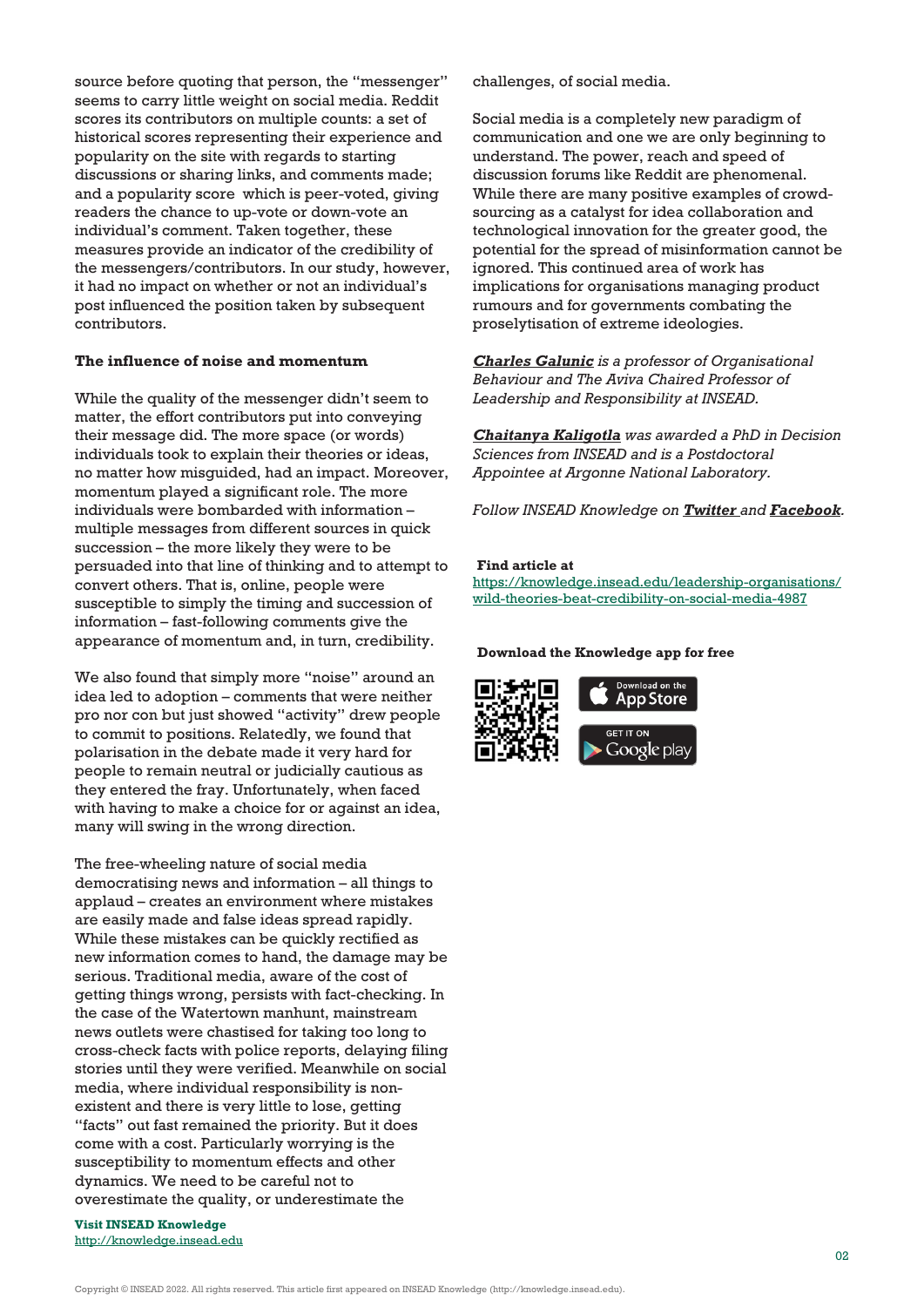source before quoting that person, the "messenger" seems to carry little weight on social media. Reddit scores its contributors on multiple counts: a set of historical scores representing their experience and popularity on the site with regards to starting discussions or sharing links, and comments made; and a popularity score which is peer-voted, giving readers the chance to up-vote or down-vote an individual's comment. Taken together, these measures provide an indicator of the credibility of the messengers/contributors. In our study, however, it had no impact on whether or not an individual's post influenced the position taken by subsequent contributors.

**The influence of noise and momentum**

While the quality of the messenger didn't seem to matter, the effort contributors put into conveying their message did. The more space (or words) individuals took to explain their theories or ideas, no matter how misguided, had an impact. Moreover, momentum played a significant role. The more individuals were bombarded with information – multiple messages from different sources in quick succession – the more likely they were to be persuaded into that line of thinking and to attempt to convert others. That is, online, people were susceptible to simply the timing and succession of information – fast-following comments give the appearance of momentum and, in turn, credibility.

We also found that simply more "noise" around an idea led to adoption – comments that were neither pro nor con but just showed "activity" drew people to commit to positions. Relatedly, we found that polarisation in the debate made it very hard for people to remain neutral or judicially cautious as they entered the fray. Unfortunately, when faced with having to make a choice for or against an idea, many will swing in the wrong direction.

The free-wheeling nature of social media democratising news and information – all things to applaud – creates an environment where mistakes are easily made and false ideas spread rapidly. While these mistakes can be quickly rectified as new information comes to hand, the damage may be serious. Traditional media, aware of the cost of getting things wrong, persists with fact-checking. In the case of the Watertown manhunt, mainstream news outlets were chastised for taking too long to cross-check facts with police reports, delaying filing stories until they were verified. Meanwhile on social media, where individual responsibility is non-existent and there is very little to lose, getting "facts" out fast remained the priority. But it does come with a cost. Particularly worrying is the susceptibility to momentum effects and other dynamics. We need to be careful not to overestimate the quality, or underestimate the challenges, of social media.

Social media is a completely new paradigm of communication and one we are only beginning to understand. The power, reach and speed of discussion forums like Reddit are phenomenal. While there are many positive examples of crowd-sourcing as a catalyst for idea collaboration and technological innovation for the greater good, the potential for the spread of misinformation cannot be ignored. This continued area of work has implications for organisations managing product rumours and for governments combating the proselytisation of extreme ideologies.

*[**Charles Galunic**] is a professor of Organisational Behaviour and The Aviva Chaired Professor of Leadership and Responsibility at INSEAD.*

*[**Chaitanya Kaligotla**] was awarded a PhD in Decision Sciences from INSEAD and is a Postdoctoral Appointee at Argonne National Laboratory.*

*Follow INSEAD Knowledge on **Twitter** and **Facebook**.*

**Find article at**
https://knowledge.insead.edu/leadership-organisations/wild-theories-beat-credibility-on-social-media-4987

**Download the Knowledge app for free**

Download on the App Store

GET IT ON Google play

**Visit INSEAD Knowledge**
http://knowledge.insead.edu

Copyright © INSEAD 2022. All rights reserved. This article first appeared on INSEAD Knowledge (http://knowledge.insead.edu).